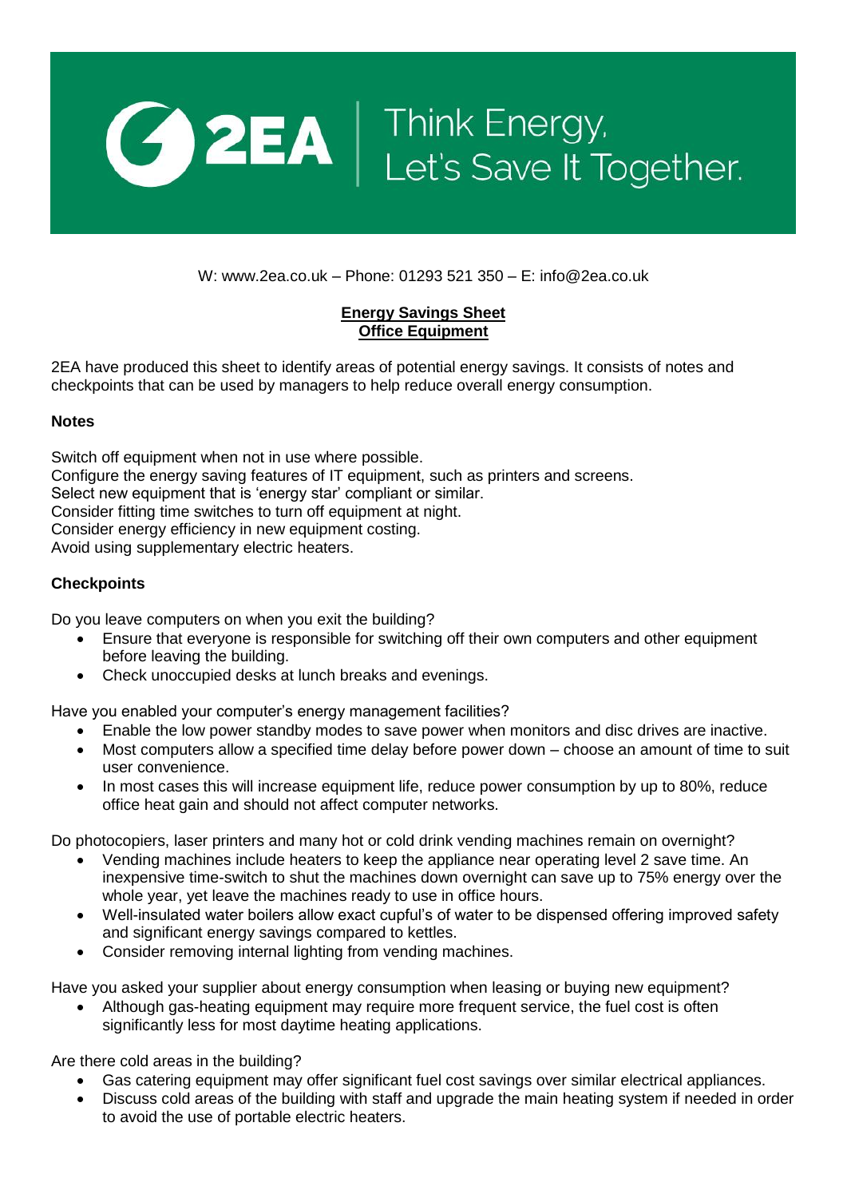2EA | Think Energy, Let's Save It Together.

W: www.2ea.co.uk – Phone: 01293 521 350 – E: info@2ea.co.uk

**Energy Savings Sheet**
**Office Equipment**

2EA have produced this sheet to identify areas of potential energy savings. It consists of notes and checkpoints that can be used by managers to help reduce overall energy consumption.

**Notes**

Switch off equipment when not in use where possible.
Configure the energy saving features of IT equipment, such as printers and screens.
Select new equipment that is 'energy star' compliant or similar.
Consider fitting time switches to turn off equipment at night.
Consider energy efficiency in new equipment costing.
Avoid using supplementary electric heaters.

**Checkpoints**

Do you leave computers on when you exit the building?

- Ensure that everyone is responsible for switching off their own computers and other equipment before leaving the building.
- Check unoccupied desks at lunch breaks and evenings.

Have you enabled your computer's energy management facilities?

- Enable the low power standby modes to save power when monitors and disc drives are inactive.
- Most computers allow a specified time delay before power down – choose an amount of time to suit user convenience.
- In most cases this will increase equipment life, reduce power consumption by up to 80%, reduce office heat gain and should not affect computer networks.

Do photocopiers, laser printers and many hot or cold drink vending machines remain on overnight?

- Vending machines include heaters to keep the appliance near operating level 2 save time. An inexpensive time-switch to shut the machines down overnight can save up to 75% energy over the whole year, yet leave the machines ready to use in office hours.
- Well-insulated water boilers allow exact cupful's of water to be dispensed offering improved safety and significant energy savings compared to kettles.
- Consider removing internal lighting from vending machines.

Have you asked your supplier about energy consumption when leasing or buying new equipment?

- Although gas-heating equipment may require more frequent service, the fuel cost is often significantly less for most daytime heating applications.

Are there cold areas in the building?

- Gas catering equipment may offer significant fuel cost savings over similar electrical appliances.
- Discuss cold areas of the building with staff and upgrade the main heating system if needed in order to avoid the use of portable electric heaters.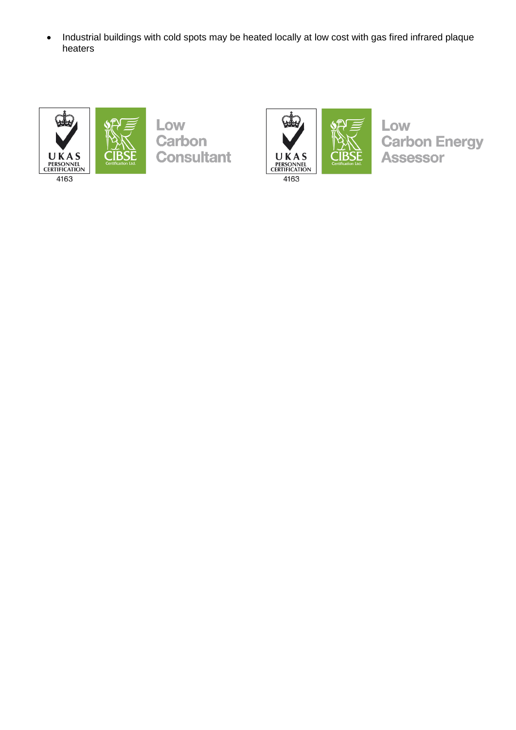- Industrial buildings with cold spots may be heated locally at low cost with gas fired infrared plaque heaters

UKAS PERSONNEL CERTIFICATION
4163
CIBSE Certification Ltd.
Low Carbon Consultant

UKAS PERSONNEL CERTIFICATION
4163
CIBSE Certification Ltd.
Low Carbon Energy Assessor